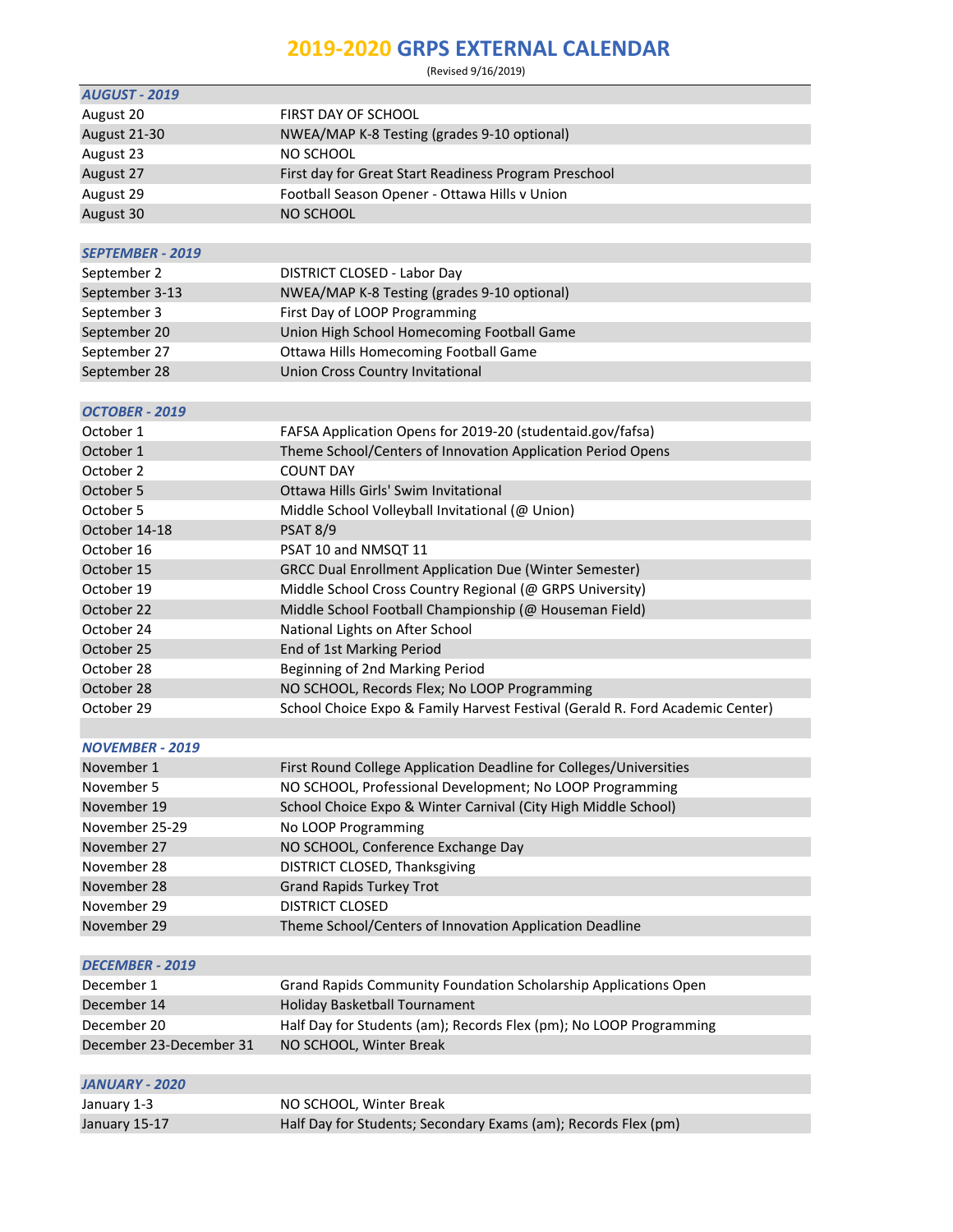# 2019-2020 GRPS EXTERNAL CALENDAR

(Revised 9/16/2019)

| | |
|---|---|
| ***AUGUST - 2019*** | |
| August 20 | FIRST DAY OF SCHOOL |
| August 21-30 | NWEA/MAP K-8 Testing (grades 9-10 optional) |
| August 23 | NO SCHOOL |
| August 27 | First day for Great Start Readiness Program Preschool |
| August 29 | Football Season Opener - Ottawa Hills v Union |
| August 30 | NO SCHOOL |
| ***SEPTEMBER - 2019*** | |
| September 2 | DISTRICT CLOSED - Labor Day |
| September 3-13 | NWEA/MAP K-8 Testing (grades 9-10 optional) |
| September 3 | First Day of LOOP Programming |
| September 20 | Union High School Homecoming Football Game |
| September 27 | Ottawa Hills Homecoming Football Game |
| September 28 | Union Cross Country Invitational |
| ***OCTOBER - 2019*** | |
| October 1 | FAFSA Application Opens for 2019-20 (studentaid.gov/fafsa) |
| October 1 | Theme School/Centers of Innovation Application Period Opens |
| October 2 | COUNT DAY |
| October 5 | Ottawa Hills Girls' Swim Invitational |
| October 5 | Middle School Volleyball Invitational (@ Union) |
| October 14-18 | PSAT 8/9 |
| October 16 | PSAT 10 and NMSQT 11 |
| October 15 | GRCC Dual Enrollment Application Due (Winter Semester) |
| October 19 | Middle School Cross Country Regional (@ GRPS University) |
| October 22 | Middle School Football Championship (@ Houseman Field) |
| October 24 | National Lights on After School |
| October 25 | End of 1st Marking Period |
| October 28 | Beginning of 2nd Marking Period |
| October 28 | NO SCHOOL, Records Flex; No LOOP Programming |
| October 29 | School Choice Expo & Family Harvest Festival (Gerald R. Ford Academic Center) |
| ***NOVEMBER - 2019*** | |
| November 1 | First Round College Application Deadline for Colleges/Universities |
| November 5 | NO SCHOOL, Professional Development; No LOOP Programming |
| November 19 | School Choice Expo & Winter Carnival (City High Middle School) |
| November 25-29 | No LOOP Programming |
| November 27 | NO SCHOOL, Conference Exchange Day |
| November 28 | DISTRICT CLOSED, Thanksgiving |
| November 28 | Grand Rapids Turkey Trot |
| November 29 | DISTRICT CLOSED |
| November 29 | Theme School/Centers of Innovation Application Deadline |
| ***DECEMBER - 2019*** | |
| December 1 | Grand Rapids Community Foundation Scholarship Applications Open |
| December 14 | Holiday Basketball Tournament |
| December 20 | Half Day for Students (am); Records Flex (pm); No LOOP Programming |
| December 23-December 31 | NO SCHOOL, Winter Break |
| ***JANUARY - 2020*** | |
| January 1-3 | NO SCHOOL, Winter Break |
| January 15-17 | Half Day for Students; Secondary Exams (am); Records Flex (pm) |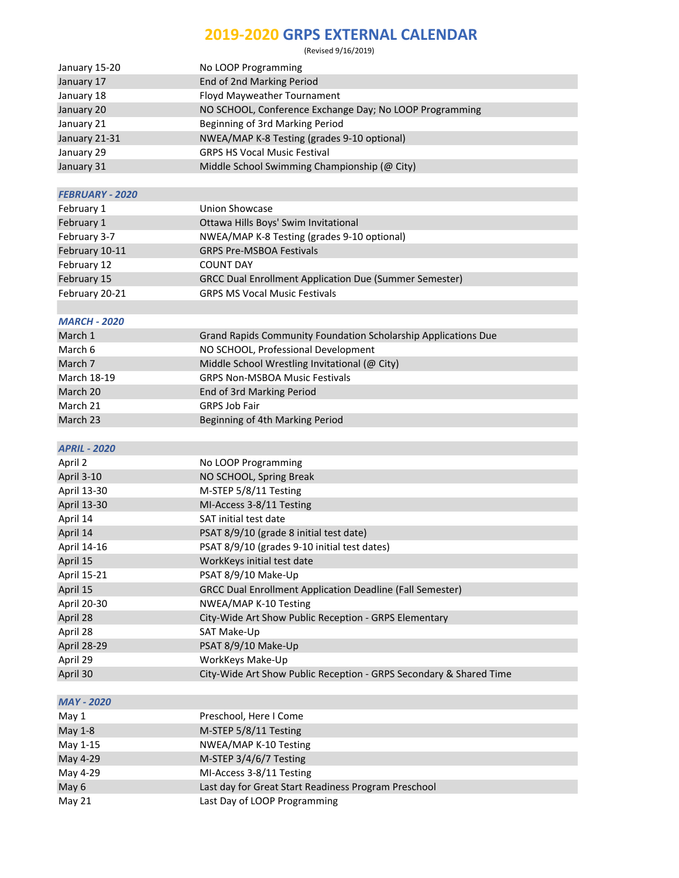# 2019-2020 GRPS EXTERNAL CALENDAR

(Revised 9/16/2019)

| | |
|---|---|
| January 15-20 | No LOOP Programming |
| January 17 | End of 2nd Marking Period |
| January 18 | Floyd Mayweather Tournament |
| January 20 | NO SCHOOL, Conference Exchange Day; No LOOP Programming |
| January 21 | Beginning of 3rd Marking Period |
| January 21-31 | NWEA/MAP K-8 Testing (grades 9-10 optional) |
| January 29 | GRPS HS Vocal Music Festival |
| January 31 | Middle School Swimming Championship (@ City) |
| | |
| ***FEBRUARY - 2020*** | |
| February 1 | Union Showcase |
| February 1 | Ottawa Hills Boys' Swim Invitational |
| February 3-7 | NWEA/MAP K-8 Testing (grades 9-10 optional) |
| February 10-11 | GRPS Pre-MSBOA Festivals |
| February 12 | COUNT DAY |
| February 15 | GRCC Dual Enrollment Application Due (Summer Semester) |
| February 20-21 | GRPS MS Vocal Music Festivals |
| | |
| ***MARCH - 2020*** | |
| March 1 | Grand Rapids Community Foundation Scholarship Applications Due |
| March 6 | NO SCHOOL, Professional Development |
| March 7 | Middle School Wrestling Invitational (@ City) |
| March 18-19 | GRPS Non-MSBOA Music Festivals |
| March 20 | End of 3rd Marking Period |
| March 21 | GRPS Job Fair |
| March 23 | Beginning of 4th Marking Period |
| | |
| ***APRIL - 2020*** | |
| April 2 | No LOOP Programming |
| April 3-10 | NO SCHOOL, Spring Break |
| April 13-30 | M-STEP 5/8/11 Testing |
| April 13-30 | MI-Access 3-8/11 Testing |
| April 14 | SAT initial test date |
| April 14 | PSAT 8/9/10 (grade 8 initial test date) |
| April 14-16 | PSAT 8/9/10 (grades 9-10 initial test dates) |
| April 15 | WorkKeys initial test date |
| April 15-21 | PSAT 8/9/10 Make-Up |
| April 15 | GRCC Dual Enrollment Application Deadline (Fall Semester) |
| April 20-30 | NWEA/MAP K-10 Testing |
| April 28 | City-Wide Art Show Public Reception - GRPS Elementary |
| April 28 | SAT Make-Up |
| April 28-29 | PSAT 8/9/10 Make-Up |
| April 29 | WorkKeys Make-Up |
| April 30 | City-Wide Art Show Public Reception - GRPS Secondary & Shared Time |
| | |
| ***MAY - 2020*** | |
| May 1 | Preschool, Here I Come |
| May 1-8 | M-STEP 5/8/11 Testing |
| May 1-15 | NWEA/MAP K-10 Testing |
| May 4-29 | M-STEP 3/4/6/7 Testing |
| May 4-29 | MI-Access 3-8/11 Testing |
| May 6 | Last day for Great Start Readiness Program Preschool |
| May 21 | Last Day of LOOP Programming |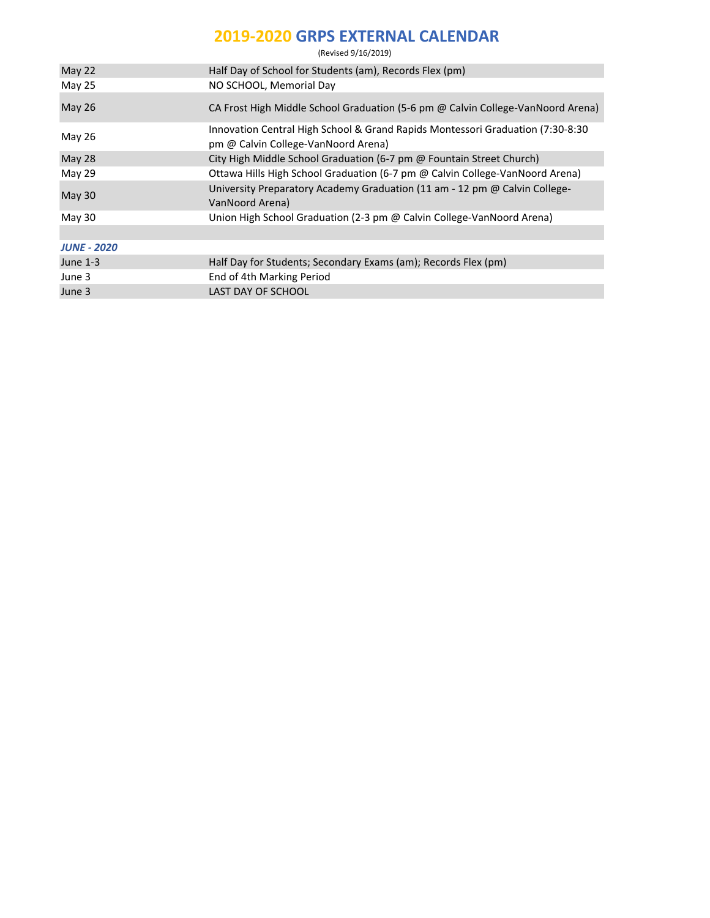# 2019-2020 GRPS EXTERNAL CALENDAR

(Revised 9/16/2019)

| | |
|---|---|
| May 22 | Half Day of School for Students (am), Records Flex (pm) |
| May 25 | NO SCHOOL, Memorial Day |
| May 26 | CA Frost High Middle School Graduation (5-6 pm @ Calvin College-VanNoord Arena) |
| May 26 | Innovation Central High School & Grand Rapids Montessori Graduation (7:30-8:30 pm @ Calvin College-VanNoord Arena) |
| May 28 | City High Middle School Graduation (6-7 pm @ Fountain Street Church) |
| May 29 | Ottawa Hills High School Graduation (6-7 pm @ Calvin College-VanNoord Arena) |
| May 30 | University Preparatory Academy Graduation (11 am - 12 pm @ Calvin College-VanNoord Arena) |
| May 30 | Union High School Graduation (2-3 pm @ Calvin College-VanNoord Arena) |
| | |
| ***JUNE - 2020*** | |
| June 1-3 | Half Day for Students; Secondary Exams (am); Records Flex (pm) |
| June 3 | End of 4th Marking Period |
| June 3 | LAST DAY OF SCHOOL |